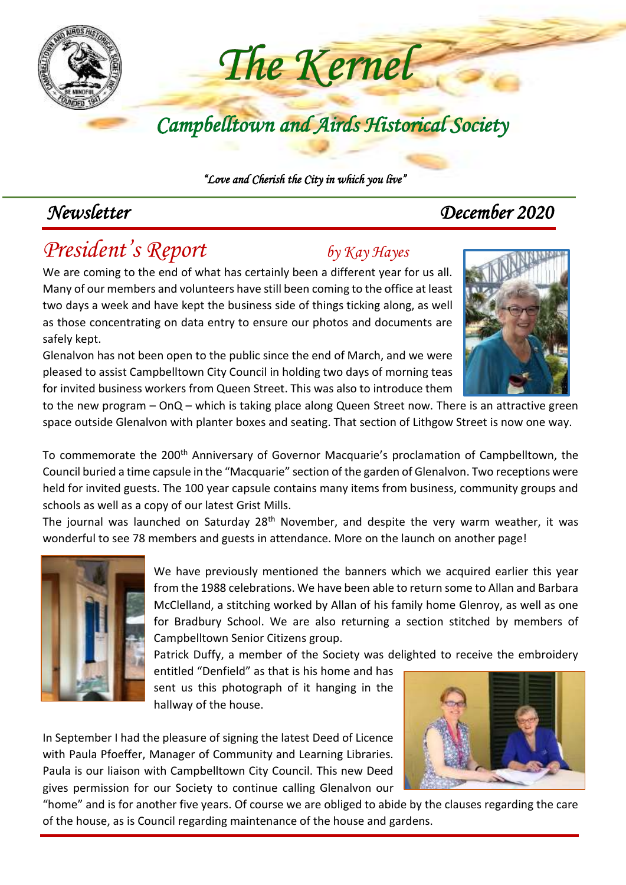# The Kernel

## Campbelltown and Airds Historical Society

*"Love and Cherish the City in which you live"*

*Newsletter* *December 2020*

## *President's Report* *by Kay Hayes*

We are coming to the end of what has certainly been a different year for us all. Many of our members and volunteers have still been coming to the office at least two days a week and have kept the business side of things ticking along, as well as those concentrating on data entry to ensure our photos and documents are safely kept.

Glenalvon has not been open to the public since the end of March, and we were pleased to assist Campbelltown City Council in holding two days of morning teas for invited business workers from Queen Street. This was also to introduce them to the new program – OnQ – which is taking place along Queen Street now. There is an attractive green space outside Glenalvon with planter boxes and seating. That section of Lithgow Street is now one way.

To commemorate the 200th Anniversary of Governor Macquarie's proclamation of Campbelltown, the Council buried a time capsule in the "Macquarie" section of the garden of Glenalvon. Two receptions were held for invited guests. The 100 year capsule contains many items from business, community groups and schools as well as a copy of our latest Grist Mills.

The journal was launched on Saturday 28th November, and despite the very warm weather, it was wonderful to see 78 members and guests in attendance. More on the launch on another page!

We have previously mentioned the banners which we acquired earlier this year from the 1988 celebrations. We have been able to return some to Allan and Barbara McClelland, a stitching worked by Allan of his family home Glenroy, as well as one for Bradbury School. We are also returning a section stitched by members of Campbelltown Senior Citizens group.

Patrick Duffy, a member of the Society was delighted to receive the embroidery entitled "Denfield" as that is his home and has sent us this photograph of it hanging in the hallway of the house.

In September I had the pleasure of signing the latest Deed of Licence with Paula Pfoeffer, Manager of Community and Learning Libraries. Paula is our liaison with Campbelltown City Council. This new Deed gives permission for our Society to continue calling Glenalvon our "home" and is for another five years. Of course we are obliged to abide by the clauses regarding the care of the house, as is Council regarding maintenance of the house and gardens.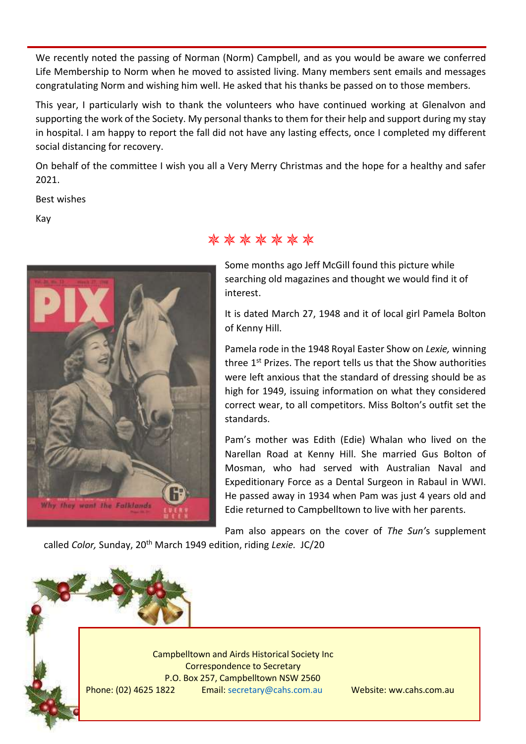We recently noted the passing of Norman (Norm) Campbell, and as you would be aware we conferred Life Membership to Norm when he moved to assisted living. Many members sent emails and messages congratulating Norm and wishing him well. He asked that his thanks be passed on to those members.

This year, I particularly wish to thank the volunteers who have continued working at Glenalvon and supporting the work of the Society. My personal thanks to them for their help and support during my stay in hospital. I am happy to report the fall did not have any lasting effects, once I completed my different social distancing for recovery.

On behalf of the committee I wish you all a Very Merry Christmas and the hope for a healthy and safer 2021.

Best wishes

Kay

✻ ✻ ✻ ✻ ✻ ✻ ✻

Some months ago Jeff McGill found this picture while searching old magazines and thought we would find it of interest.

It is dated March 27, 1948 and it of local girl Pamela Bolton of Kenny Hill.

Pamela rode in the 1948 Royal Easter Show on *Lexie,* winning three 1st Prizes. The report tells us that the Show authorities were left anxious that the standard of dressing should be as high for 1949, issuing information on what they considered correct wear, to all competitors. Miss Bolton's outfit set the standards.

Pam's mother was Edith (Edie) Whalan who lived on the Narellan Road at Kenny Hill. She married Gus Bolton of Mosman, who had served with Australian Naval and Expeditionary Force as a Dental Surgeon in Rabaul in WWI. He passed away in 1934 when Pam was just 4 years old and Edie returned to Campbelltown to live with her parents.

Pam also appears on the cover of *The Sun's* supplement called *Color,* Sunday, 20th March 1949 edition, riding *Lexie.* JC/20

Campbelltown and Airds Historical Society Inc
Correspondence to Secretary
P.O. Box 257, Campbelltown NSW 2560
Phone: (02) 4625 1822 Email: secretary@cahs.com.au Website: ww.cahs.com.au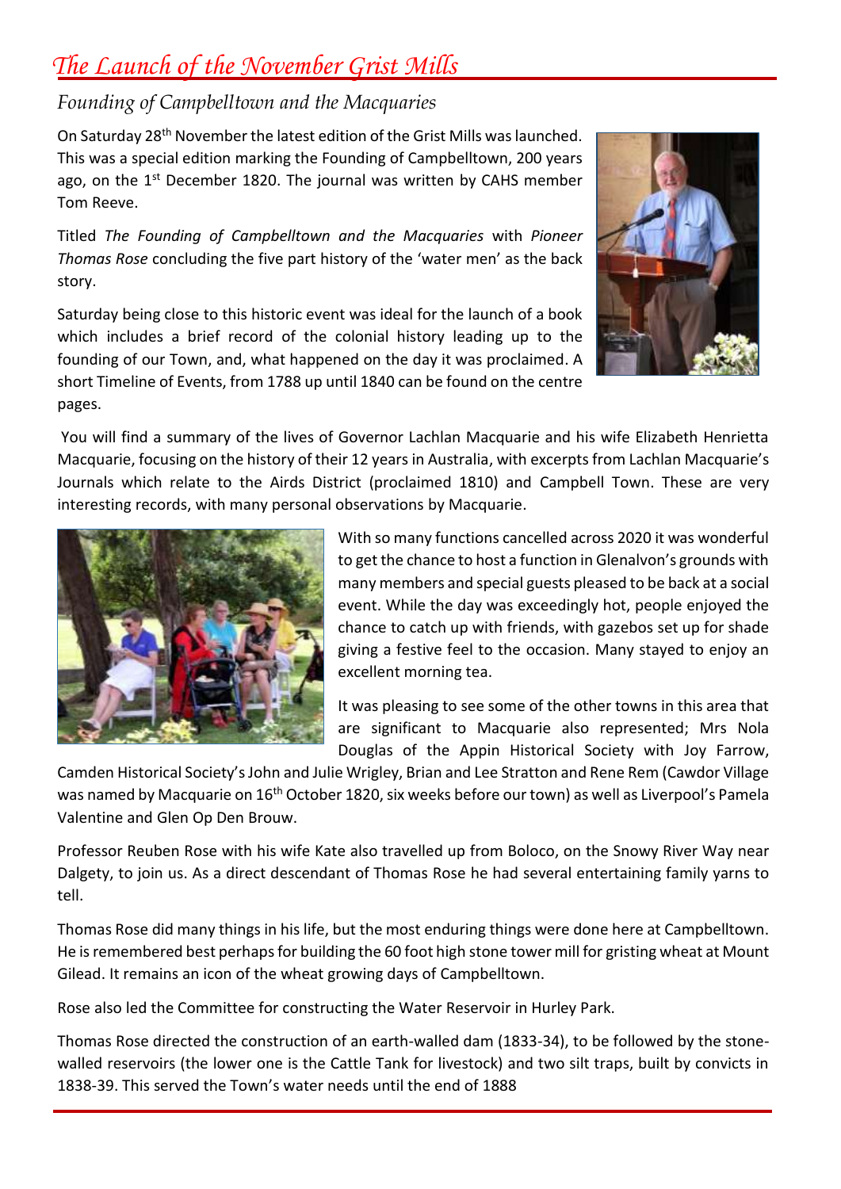# The Launch of the November Grist Mills

## Founding of Campbelltown and the Macquaries

On Saturday 28th November the latest edition of the Grist Mills was launched. This was a special edition marking the Founding of Campbelltown, 200 years ago, on the 1st December 1820. The journal was written by CAHS member Tom Reeve.

Titled *The Founding of Campbelltown and the Macquaries* with *Pioneer Thomas Rose* concluding the five part history of the 'water men' as the back story.

Saturday being close to this historic event was ideal for the launch of a book which includes a brief record of the colonial history leading up to the founding of our Town, and, what happened on the day it was proclaimed. A short Timeline of Events, from 1788 up until 1840 can be found on the centre pages.

You will find a summary of the lives of Governor Lachlan Macquarie and his wife Elizabeth Henrietta Macquarie, focusing on the history of their 12 years in Australia, with excerpts from Lachlan Macquarie's Journals which relate to the Airds District (proclaimed 1810) and Campbell Town. These are very interesting records, with many personal observations by Macquarie.

With so many functions cancelled across 2020 it was wonderful to get the chance to host a function in Glenalvon's grounds with many members and special guests pleased to be back at a social event. While the day was exceedingly hot, people enjoyed the chance to catch up with friends, with gazebos set up for shade giving a festive feel to the occasion. Many stayed to enjoy an excellent morning tea.

It was pleasing to see some of the other towns in this area that are significant to Macquarie also represented; Mrs Nola Douglas of the Appin Historical Society with Joy Farrow, Camden Historical Society's John and Julie Wrigley, Brian and Lee Stratton and Rene Rem (Cawdor Village was named by Macquarie on 16th October 1820, six weeks before our town) as well as Liverpool's Pamela Valentine and Glen Op Den Brouw.

Professor Reuben Rose with his wife Kate also travelled up from Boloco, on the Snowy River Way near Dalgety, to join us. As a direct descendant of Thomas Rose he had several entertaining family yarns to tell.

Thomas Rose did many things in his life, but the most enduring things were done here at Campbelltown. He is remembered best perhaps for building the 60 foot high stone tower mill for gristing wheat at Mount Gilead. It remains an icon of the wheat growing days of Campbelltown.

Rose also led the Committee for constructing the Water Reservoir in Hurley Park.

Thomas Rose directed the construction of an earth-walled dam (1833-34), to be followed by the stone-walled reservoirs (the lower one is the Cattle Tank for livestock) and two silt traps, built by convicts in 1838-39. This served the Town's water needs until the end of 1888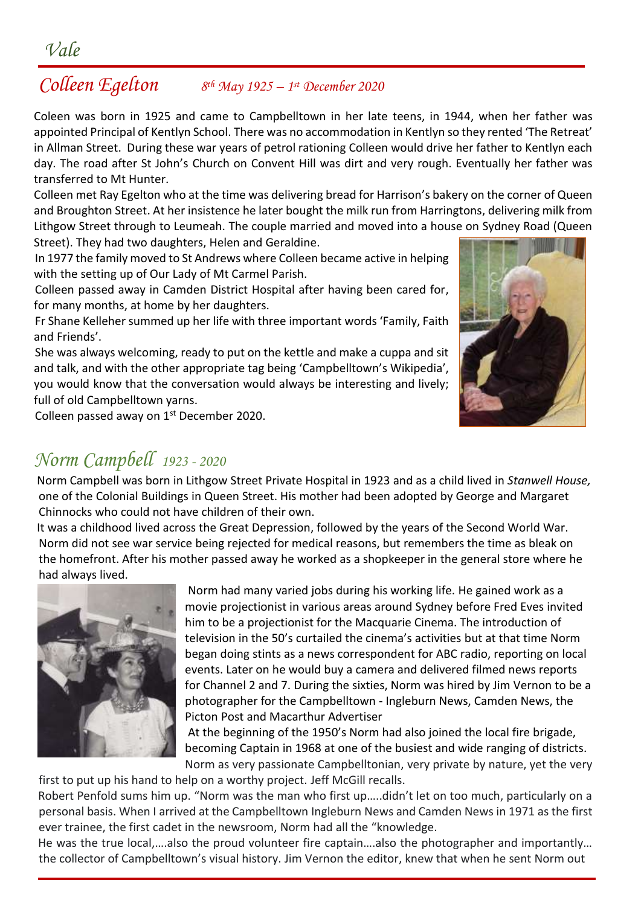# *Vale*

## *Colleen Egelton* *8th May 1925 – 1st December 2020*

Coleen was born in 1925 and came to Campbelltown in her late teens, in 1944, when her father was appointed Principal of Kentlyn School. There was no accommodation in Kentlyn so they rented 'The Retreat' in Allman Street. During these war years of petrol rationing Colleen would drive her father to Kentlyn each day. The road after St John's Church on Convent Hill was dirt and very rough. Eventually her father was transferred to Mt Hunter.

Colleen met Ray Egelton who at the time was delivering bread for Harrison's bakery on the corner of Queen and Broughton Street. At her insistence he later bought the milk run from Harringtons, delivering milk from Lithgow Street through to Leumeah. The couple married and moved into a house on Sydney Road (Queen Street). They had two daughters, Helen and Geraldine.

In 1977 the family moved to St Andrews where Colleen became active in helping with the setting up of Our Lady of Mt Carmel Parish.

Colleen passed away in Camden District Hospital after having been cared for, for many months, at home by her daughters.

Fr Shane Kelleher summed up her life with three important words 'Family, Faith and Friends'.

She was always welcoming, ready to put on the kettle and make a cuppa and sit and talk, and with the other appropriate tag being 'Campbelltown's Wikipedia', you would know that the conversation would always be interesting and lively; full of old Campbelltown yarns.

Colleen passed away on 1st December 2020.

## *Norm Campbell* *1923 - 2020*

Norm Campbell was born in Lithgow Street Private Hospital in 1923 and as a child lived in *Stanwell House,* one of the Colonial Buildings in Queen Street. His mother had been adopted by George and Margaret Chinnocks who could not have children of their own.

It was a childhood lived across the Great Depression, followed by the years of the Second World War. Norm did not see war service being rejected for medical reasons, but remembers the time as bleak on the homefront. After his mother passed away he worked as a shopkeeper in the general store where he had always lived.

Norm had many varied jobs during his working life. He gained work as a movie projectionist in various areas around Sydney before Fred Eves invited him to be a projectionist for the Macquarie Cinema. The introduction of television in the 50's curtailed the cinema's activities but at that time Norm began doing stints as a news correspondent for ABC radio, reporting on local events. Later on he would buy a camera and delivered filmed news reports for Channel 2 and 7. During the sixties, Norm was hired by Jim Vernon to be a photographer for the Campbelltown - Ingleburn News, Camden News, the Picton Post and Macarthur Advertiser

At the beginning of the 1950's Norm had also joined the local fire brigade, becoming Captain in 1968 at one of the busiest and wide ranging of districts.

Norm as very passionate Campbelltonian, very private by nature, yet the very first to put up his hand to help on a worthy project. Jeff McGill recalls.

Robert Penfold sums him up. "Norm was the man who first up…..didn't let on too much, particularly on a personal basis. When I arrived at the Campbelltown Ingleburn News and Camden News in 1971 as the first ever trainee, the first cadet in the newsroom, Norm had all the "knowledge.

He was the true local,….also the proud volunteer fire captain….also the photographer and importantly… the collector of Campbelltown's visual history. Jim Vernon the editor, knew that when he sent Norm out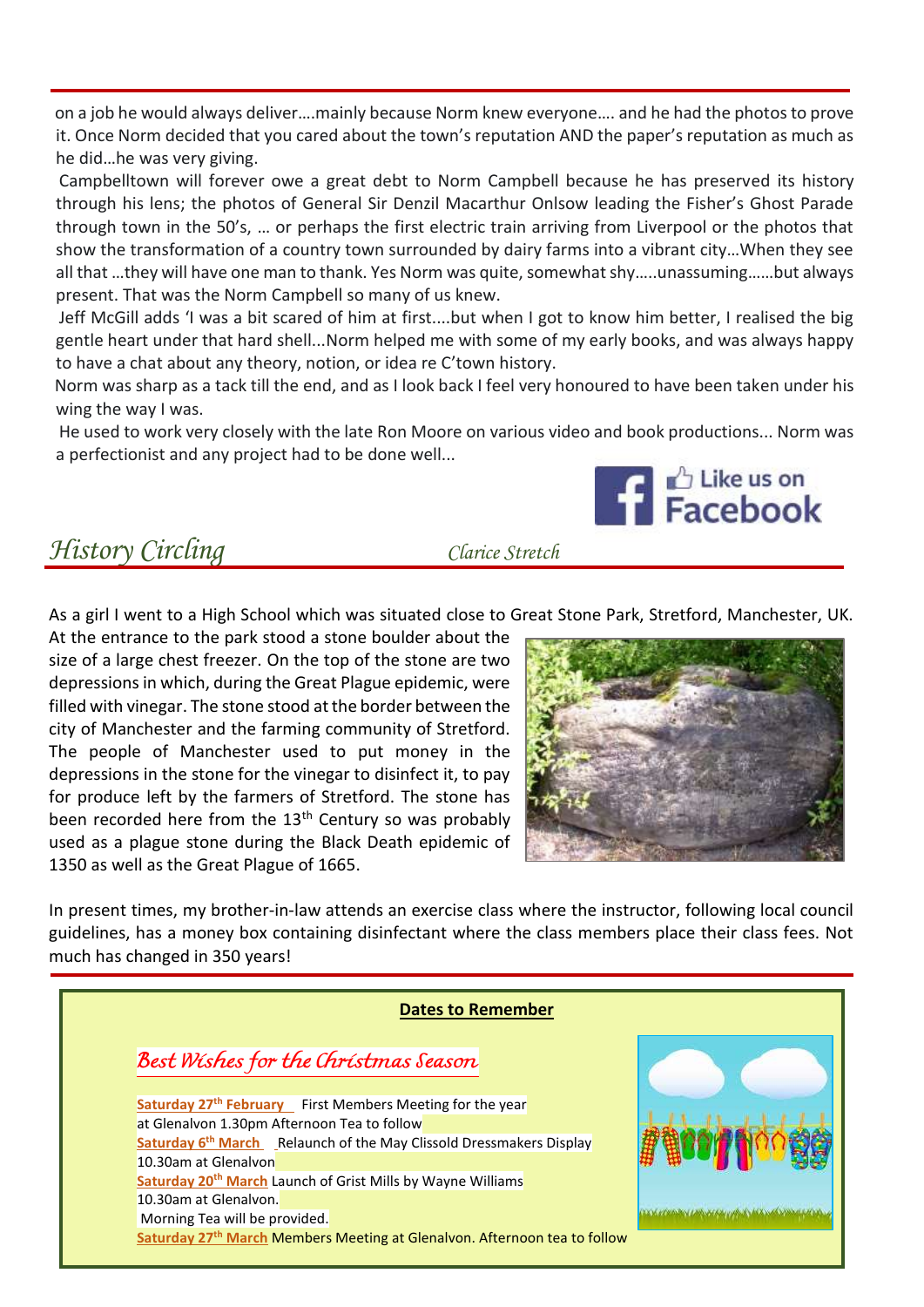on a job he would always deliver….mainly because Norm knew everyone…. and he had the photos to prove it. Once Norm decided that you cared about the town's reputation AND the paper's reputation as much as he did…he was very giving.

Campbelltown will forever owe a great debt to Norm Campbell because he has preserved its history through his lens; the photos of General Sir Denzil Macarthur Onlsow leading the Fisher's Ghost Parade through town in the 50's, … or perhaps the first electric train arriving from Liverpool or the photos that show the transformation of a country town surrounded by dairy farms into a vibrant city…When they see all that …they will have one man to thank. Yes Norm was quite, somewhat shy…..unassuming……but always present. That was the Norm Campbell so many of us knew.

Jeff McGill adds 'I was a bit scared of him at first....but when I got to know him better, I realised the big gentle heart under that hard shell...Norm helped me with some of my early books, and was always happy to have a chat about any theory, notion, or idea re C'town history.

Norm was sharp as a tack till the end, and as I look back I feel very honoured to have been taken under his wing the way I was.

He used to work very closely with the late Ron Moore on various video and book productions... Norm was a perfectionist and any project had to be done well...

Like us on Facebook

## *History Circling*

*Clarice Stretch*

As a girl I went to a High School which was situated close to Great Stone Park, Stretford, Manchester, UK. At the entrance to the park stood a stone boulder about the size of a large chest freezer. On the top of the stone are two depressions in which, during the Great Plague epidemic, were filled with vinegar. The stone stood at the border between the city of Manchester and the farming community of Stretford. The people of Manchester used to put money in the depressions in the stone for the vinegar to disinfect it, to pay for produce left by the farmers of Stretford. The stone has been recorded here from the 13th Century so was probably used as a plague stone during the Black Death epidemic of 1350 as well as the Great Plague of 1665.

In present times, my brother-in-law attends an exercise class where the instructor, following local council guidelines, has a money box containing disinfectant where the class members place their class fees. Not much has changed in 350 years!

**Dates to Remember**

*Best Wishes for the Christmas Season*

**Saturday 27th February** First Members Meeting for the year at Glenalvon 1.30pm Afternoon Tea to follow

**Saturday 6th March** Relaunch of the May Clissold Dressmakers Display 10.30am at Glenalvon

**Saturday 20th March** Launch of Grist Mills by Wayne Williams 10.30am at Glenalvon.
Morning Tea will be provided.

**Saturday 27th March** Members Meeting at Glenalvon. Afternoon tea to follow